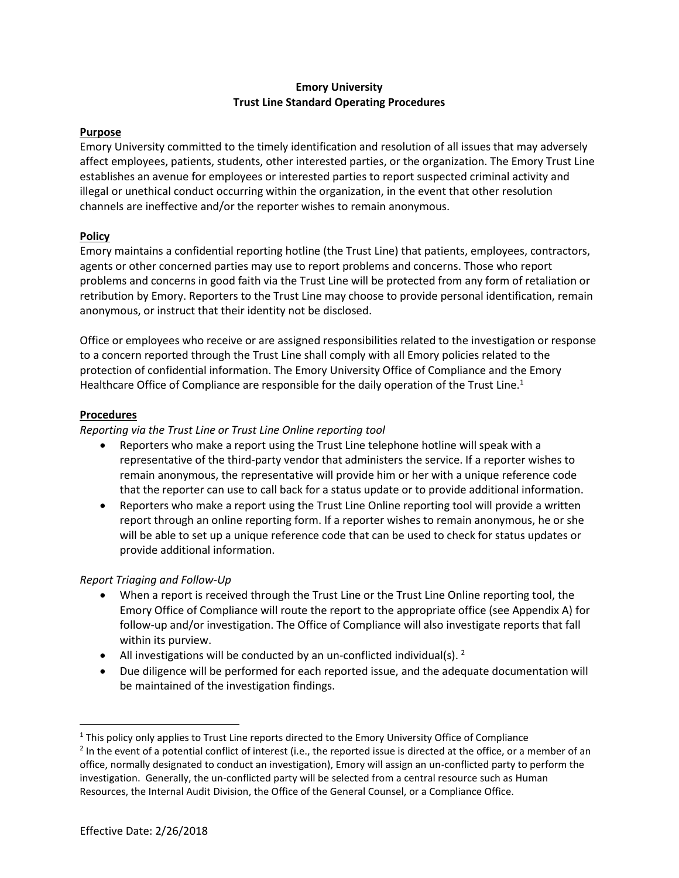**Emory University**
**Trust Line Standard Operating Procedures**

**Purpose**

Emory University committed to the timely identification and resolution of all issues that may adversely affect employees, patients, students, other interested parties, or the organization. The Emory Trust Line establishes an avenue for employees or interested parties to report suspected criminal activity and illegal or unethical conduct occurring within the organization, in the event that other resolution channels are ineffective and/or the reporter wishes to remain anonymous.

**Policy**

Emory maintains a confidential reporting hotline (the Trust Line) that patients, employees, contractors, agents or other concerned parties may use to report problems and concerns. Those who report problems and concerns in good faith via the Trust Line will be protected from any form of retaliation or retribution by Emory. Reporters to the Trust Line may choose to provide personal identification, remain anonymous, or instruct that their identity not be disclosed.

Office or employees who receive or are assigned responsibilities related to the investigation or response to a concern reported through the Trust Line shall comply with all Emory policies related to the protection of confidential information. The Emory University Office of Compliance and the Emory Healthcare Office of Compliance are responsible for the daily operation of the Trust Line.[1]

**Procedures**

*Reporting via the Trust Line or Trust Line Online reporting tool*

- Reporters who make a report using the Trust Line telephone hotline will speak with a representative of the third-party vendor that administers the service. If a reporter wishes to remain anonymous, the representative will provide him or her with a unique reference code that the reporter can use to call back for a status update or to provide additional information.
- Reporters who make a report using the Trust Line Online reporting tool will provide a written report through an online reporting form. If a reporter wishes to remain anonymous, he or she will be able to set up a unique reference code that can be used to check for status updates or provide additional information.

*Report Triaging and Follow-Up*

- When a report is received through the Trust Line or the Trust Line Online reporting tool, the Emory Office of Compliance will route the report to the appropriate office (see Appendix A) for follow-up and/or investigation. The Office of Compliance will also investigate reports that fall within its purview.
- All investigations will be conducted by an un-conflicted individual(s). [2]
- Due diligence will be performed for each reported issue, and the adequate documentation will be maintained of the investigation findings.

---

[1] This policy only applies to Trust Line reports directed to the Emory University Office of Compliance

[2] In the event of a potential conflict of interest (i.e., the reported issue is directed at the office, or a member of an office, normally designated to conduct an investigation), Emory will assign an un-conflicted party to perform the investigation. Generally, the un-conflicted party will be selected from a central resource such as Human Resources, the Internal Audit Division, the Office of the General Counsel, or a Compliance Office.

Effective Date: 2/26/2018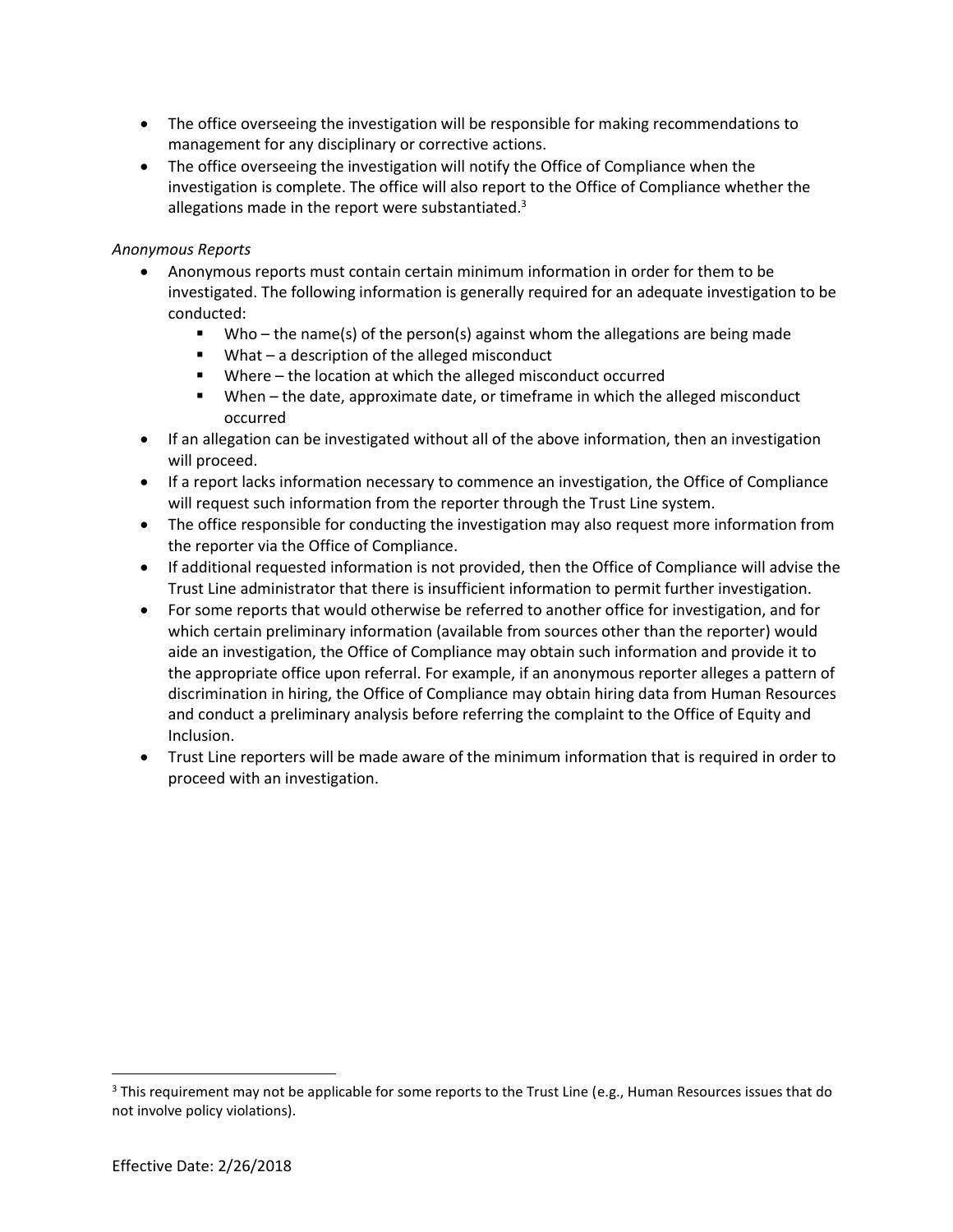- The office overseeing the investigation will be responsible for making recommendations to management for any disciplinary or corrective actions.
- The office overseeing the investigation will notify the Office of Compliance when the investigation is complete. The office will also report to the Office of Compliance whether the allegations made in the report were substantiated.[3]

*Anonymous Reports*

- Anonymous reports must contain certain minimum information in order for them to be investigated. The following information is generally required for an adequate investigation to be conducted:
  - Who – the name(s) of the person(s) against whom the allegations are being made
  - What – a description of the alleged misconduct
  - Where – the location at which the alleged misconduct occurred
  - When – the date, approximate date, or timeframe in which the alleged misconduct occurred
- If an allegation can be investigated without all of the above information, then an investigation will proceed.
- If a report lacks information necessary to commence an investigation, the Office of Compliance will request such information from the reporter through the Trust Line system.
- The office responsible for conducting the investigation may also request more information from the reporter via the Office of Compliance.
- If additional requested information is not provided, then the Office of Compliance will advise the Trust Line administrator that there is insufficient information to permit further investigation.
- For some reports that would otherwise be referred to another office for investigation, and for which certain preliminary information (available from sources other than the reporter) would aide an investigation, the Office of Compliance may obtain such information and provide it to the appropriate office upon referral. For example, if an anonymous reporter alleges a pattern of discrimination in hiring, the Office of Compliance may obtain hiring data from Human Resources and conduct a preliminary analysis before referring the complaint to the Office of Equity and Inclusion.
- Trust Line reporters will be made aware of the minimum information that is required in order to proceed with an investigation.

[3] This requirement may not be applicable for some reports to the Trust Line (e.g., Human Resources issues that do not involve policy violations).

Effective Date: 2/26/2018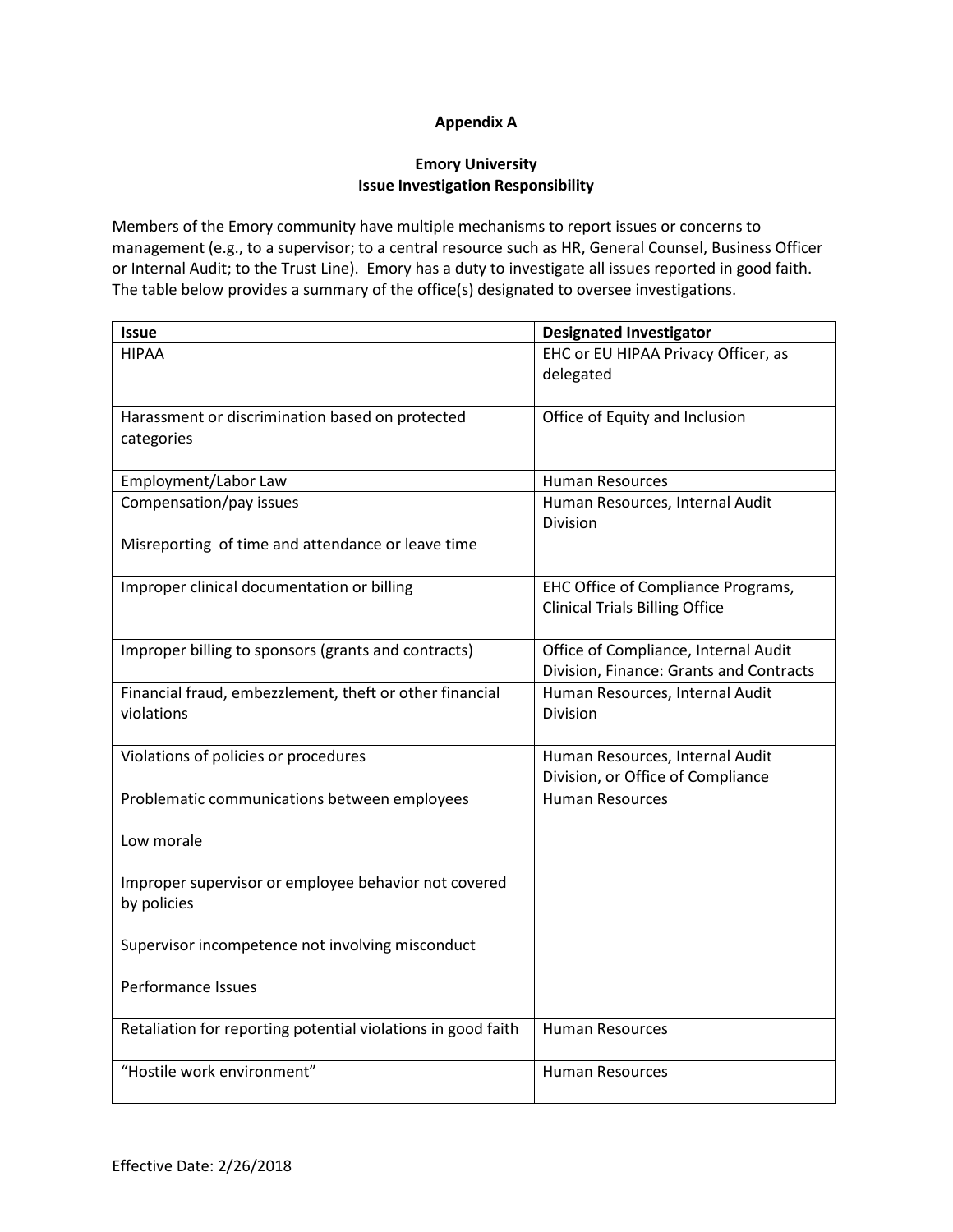**Appendix A**

**Emory University**
**Issue Investigation Responsibility**

Members of the Emory community have multiple mechanisms to report issues or concerns to management (e.g., to a supervisor; to a central resource such as HR, General Counsel, Business Officer or Internal Audit; to the Trust Line). Emory has a duty to investigate all issues reported in good faith. The table below provides a summary of the office(s) designated to oversee investigations.

| Issue | Designated Investigator |
| --- | --- |
| HIPAA | EHC or EU HIPAA Privacy Officer, as delegated |
| Harassment or discrimination based on protected categories | Office of Equity and Inclusion |
| Employment/Labor Law | Human Resources |
| Compensation/pay issues<br><br>Misreporting of time and attendance or leave time | Human Resources, Internal Audit Division |
| Improper clinical documentation or billing | EHC Office of Compliance Programs, Clinical Trials Billing Office |
| Improper billing to sponsors (grants and contracts) | Office of Compliance, Internal Audit Division, Finance: Grants and Contracts |
| Financial fraud, embezzlement, theft or other financial violations | Human Resources, Internal Audit Division |
| Violations of policies or procedures | Human Resources, Internal Audit Division, or Office of Compliance |
| Problematic communications between employees<br><br>Low morale<br><br>Improper supervisor or employee behavior not covered by policies<br><br>Supervisor incompetence not involving misconduct<br><br>Performance Issues | Human Resources |
| Retaliation for reporting potential violations in good faith | Human Resources |
| "Hostile work environment" | Human Resources |

Effective Date: 2/26/2018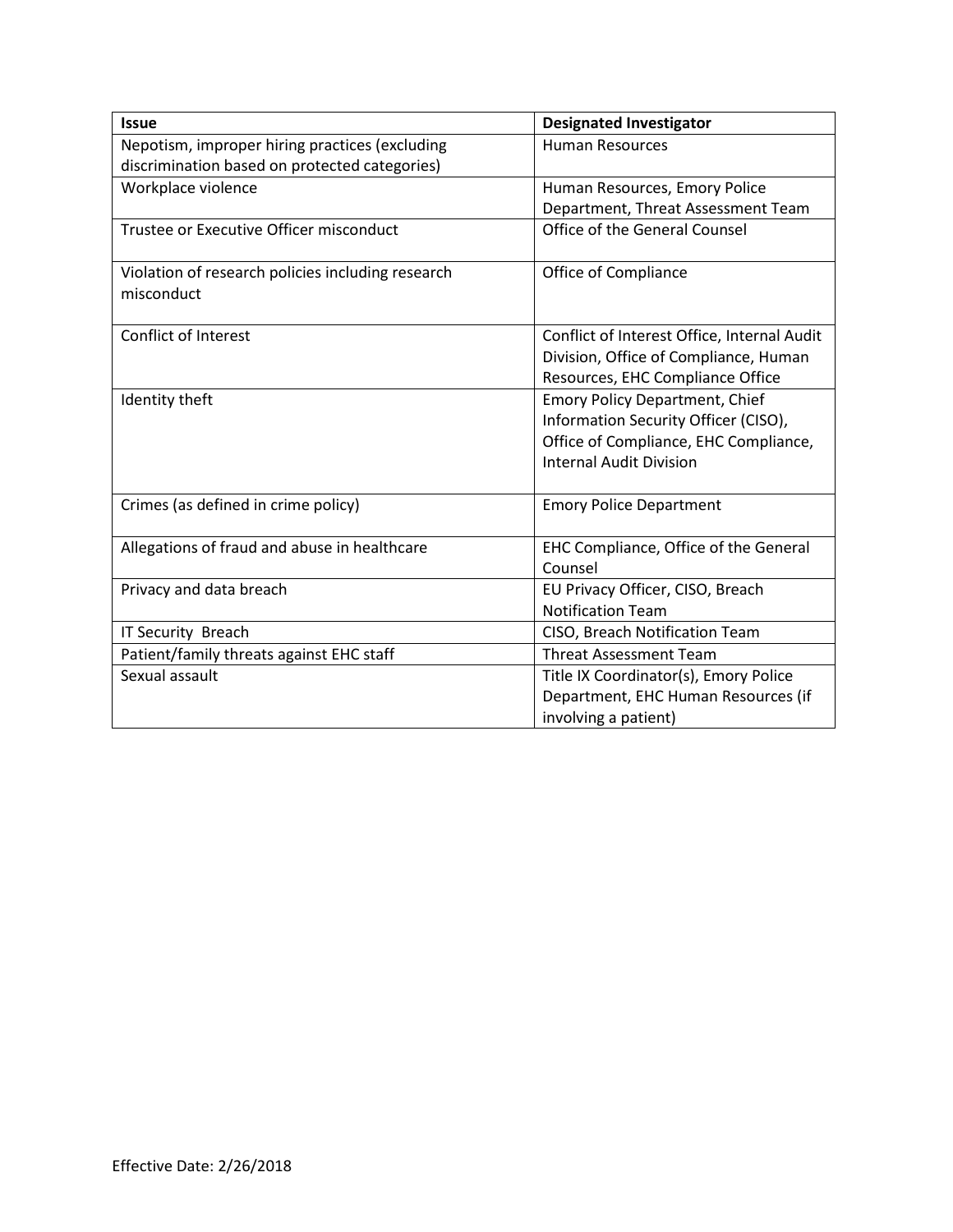| Issue | Designated Investigator |
|---|---|
| Nepotism, improper hiring practices (excluding discrimination based on protected categories) | Human Resources |
| Workplace violence | Human Resources, Emory Police Department, Threat Assessment Team |
| Trustee or Executive Officer misconduct | Office of the General Counsel |
| Violation of research policies including research misconduct | Office of Compliance |
| Conflict of Interest | Conflict of Interest Office, Internal Audit Division, Office of Compliance, Human Resources, EHC Compliance Office |
| Identity theft | Emory Policy Department, Chief Information Security Officer (CISO), Office of Compliance, EHC Compliance, Internal Audit Division |
| Crimes (as defined in crime policy) | Emory Police Department |
| Allegations of fraud and abuse in healthcare | EHC Compliance, Office of the General Counsel |
| Privacy and data breach | EU Privacy Officer, CISO, Breach Notification Team |
| IT Security Breach | CISO, Breach Notification Team |
| Patient/family threats against EHC staff | Threat Assessment Team |
| Sexual assault | Title IX Coordinator(s), Emory Police Department, EHC Human Resources (if involving a patient) |

Effective Date: 2/26/2018